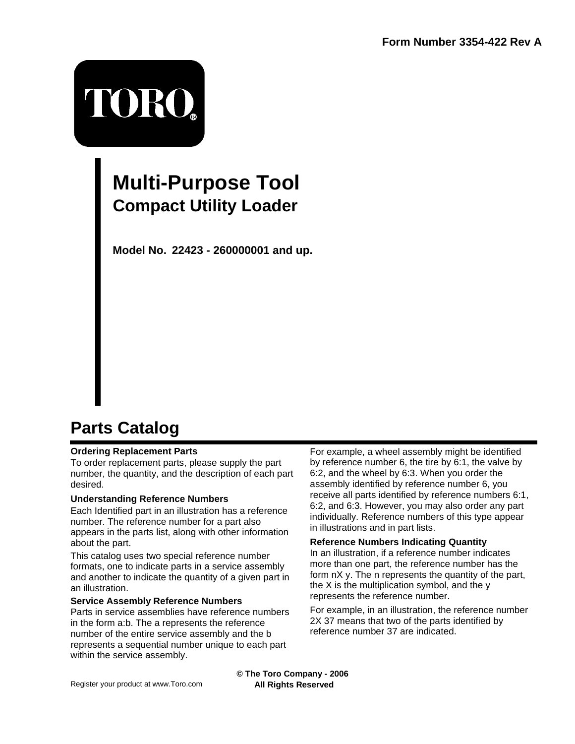Form Number 3354-422 Rev A

TORO®

# Multi-Purpose Tool
## Compact Utility Loader

**Model No. 22423 - 260000001 and up.**

# Parts Catalog

### Ordering Replacement Parts

To order replacement parts, please supply the part number, the quantity, and the description of each part desired.

### Understanding Reference Numbers

Each Identified part in an illustration has a reference number. The reference number for a part also appears in the parts list, along with other information about the part.

This catalog uses two special reference number formats, one to indicate parts in a service assembly and another to indicate the quantity of a given part in an illustration.

### Service Assembly Reference Numbers

Parts in service assemblies have reference numbers in the form a:b. The a represents the reference number of the entire service assembly and the b represents a sequential number unique to each part within the service assembly.

For example, a wheel assembly might be identified by reference number 6, the tire by 6:1, the valve by 6:2, and the wheel by 6:3. When you order the assembly identified by reference number 6, you receive all parts identified by reference numbers 6:1, 6:2, and 6:3. However, you may also order any part individually. Reference numbers of this type appear in illustrations and in part lists.

### Reference Numbers Indicating Quantity

In an illustration, if a reference number indicates more than one part, the reference number has the form nX y. The n represents the quantity of the part, the X is the multiplication symbol, and the y represents the reference number.

For example, in an illustration, the reference number 2X 37 means that two of the parts identified by reference number 37 are indicated.

Register your product at www.Toro.com

**© The Toro Company - 2006**
**All Rights Reserved**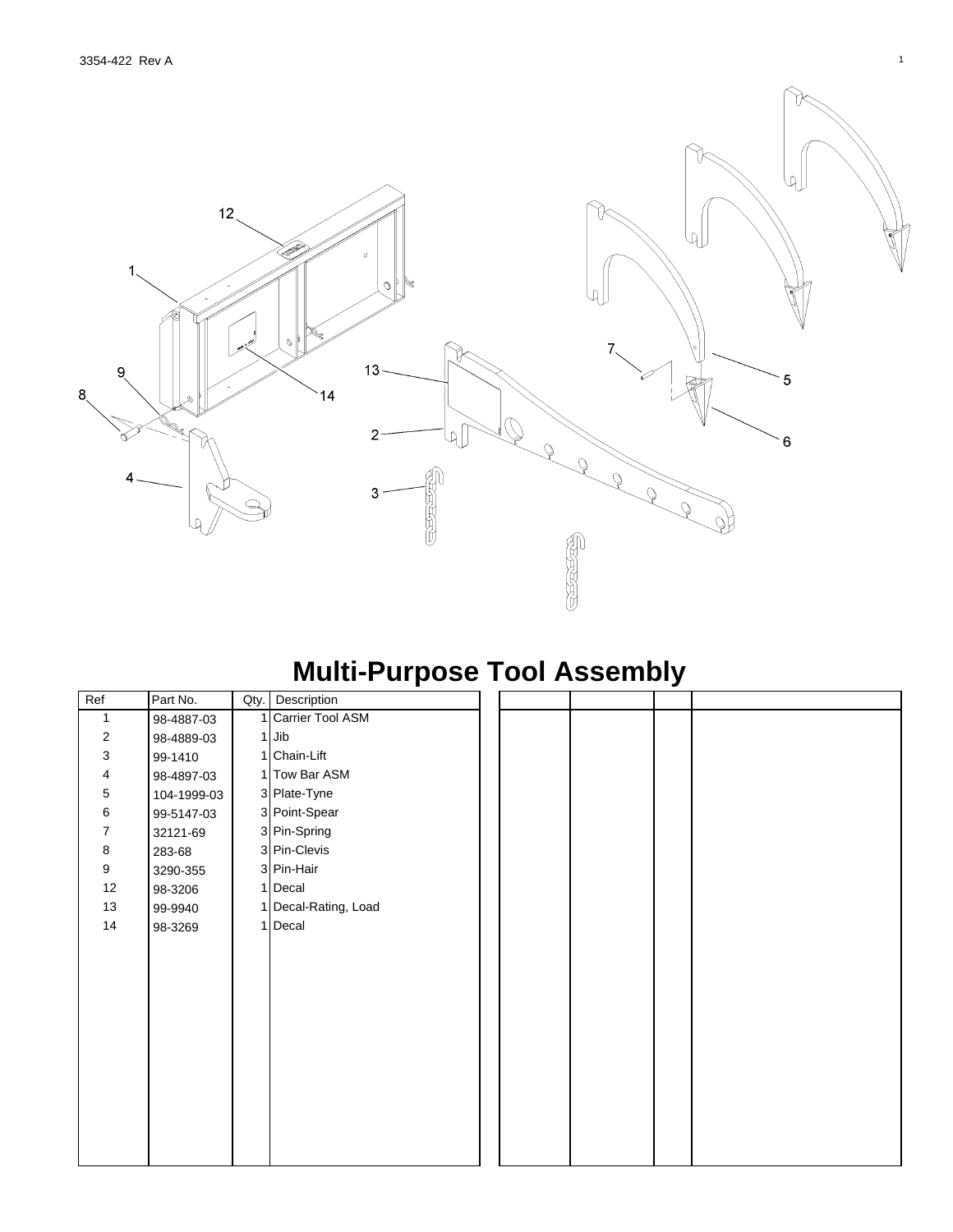# Multi-Purpose Tool Assembly

| Ref | Part No. | Qty. | Description |
|---|---|---|---|
| 1 | 98-4887-03 | 1 | Carrier Tool ASM |
| 2 | 98-4889-03 | 1 | Jib |
| 3 | 99-1410 | 1 | Chain-Lift |
| 4 | 98-4897-03 | 1 | Tow Bar ASM |
| 5 | 104-1999-03 | 3 | Plate-Tyne |
| 6 | 99-5147-03 | 3 | Point-Spear |
| 7 | 32121-69 | 3 | Pin-Spring |
| 8 | 283-68 | 3 | Pin-Clevis |
| 9 | 3290-355 | 3 | Pin-Hair |
| 12 | 98-3206 | 1 | Decal |
| 13 | 99-9940 | 1 | Decal-Rating, Load |
| 14 | 98-3269 | 1 | Decal |